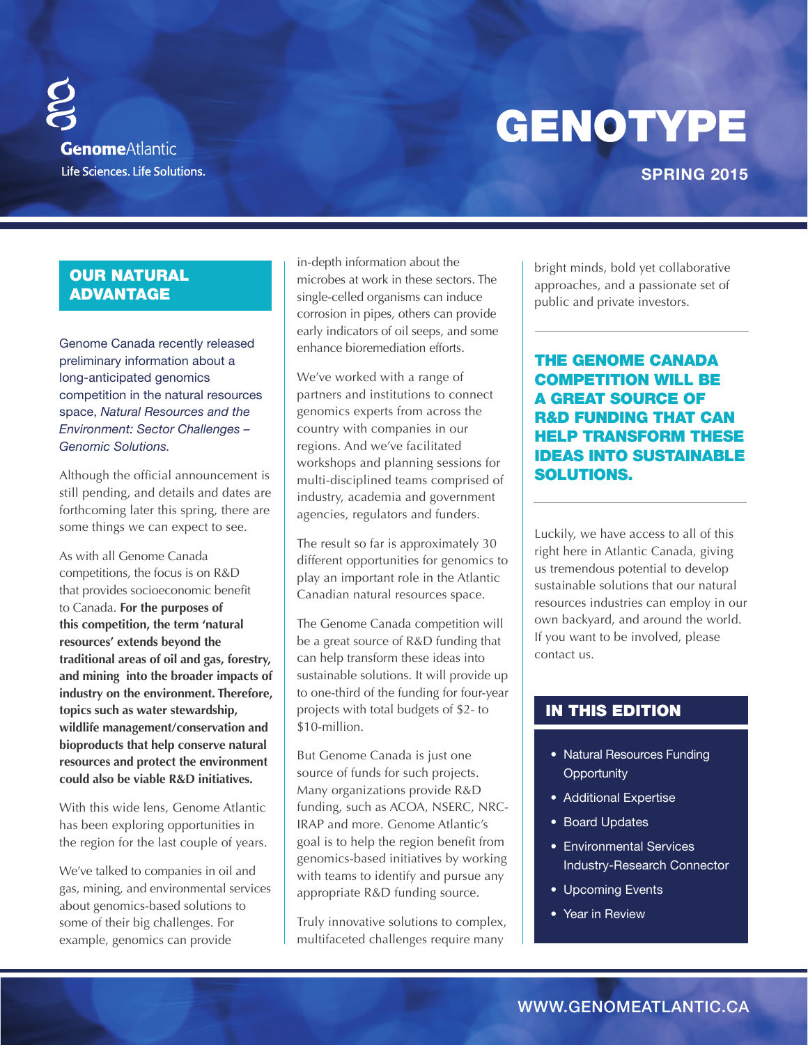**Genome**Atlantic

Life Sciences. Life Solutions.

# GENOTYPE

**SPRING 2015**

## OUR NATURAL ADVANTAGE

Genome Canada recently released preliminary information about a long-anticipated genomics competition in the natural resources space, *Natural Resources and the Environment: Sector Challenges – Genomic Solutions.*

Although the official announcement is still pending, and details and dates are forthcoming later this spring, there are some things we can expect to see.

As with all Genome Canada competitions, the focus is on R&D that provides socioeconomic benefit to Canada. **For the purposes of this competition, the term 'natural resources' extends beyond the traditional areas of oil and gas, forestry, and mining into the broader impacts of industry on the environment. Therefore, topics such as water stewardship, wildlife management/conservation and bioproducts that help conserve natural resources and protect the environment could also be viable R&D initiatives.**

With this wide lens, Genome Atlantic has been exploring opportunities in the region for the last couple of years.

We've talked to companies in oil and gas, mining, and environmental services about genomics-based solutions to some of their big challenges. For example, genomics can provide in-depth information about the microbes at work in these sectors. The single-celled organisms can induce corrosion in pipes, others can provide early indicators of oil seeps, and some enhance bioremediation efforts.

We've worked with a range of partners and institutions to connect genomics experts from across the country with companies in our regions. And we've facilitated workshops and planning sessions for multi-disciplined teams comprised of industry, academia and government agencies, regulators and funders.

The result so far is approximately 30 different opportunities for genomics to play an important role in the Atlantic Canadian natural resources space.

The Genome Canada competition will be a great source of R&D funding that can help transform these ideas into sustainable solutions. It will provide up to one-third of the funding for four-year projects with total budgets of $2- to $10-million.

But Genome Canada is just one source of funds for such projects. Many organizations provide R&D funding, such as ACOA, NSERC, NRC-IRAP and more. Genome Atlantic's goal is to help the region benefit from genomics-based initiatives by working with teams to identify and pursue any appropriate R&D funding source.

Truly innovative solutions to complex, multifaceted challenges require many bright minds, bold yet collaborative approaches, and a passionate set of public and private investors.

**THE GENOME CANADA COMPETITION WILL BE A GREAT SOURCE OF R&D FUNDING THAT CAN HELP TRANSFORM THESE IDEAS INTO SUSTAINABLE SOLUTIONS.**

Luckily, we have access to all of this right here in Atlantic Canada, giving us tremendous potential to develop sustainable solutions that our natural resources industries can employ in our own backyard, and around the world. If you want to be involved, please contact us.

## IN THIS EDITION

- Natural Resources Funding Opportunity
- Additional Expertise
- Board Updates
- Environmental Services Industry-Research Connector
- Upcoming Events
- Year in Review

WWW.GENOMEATLANTIC.CA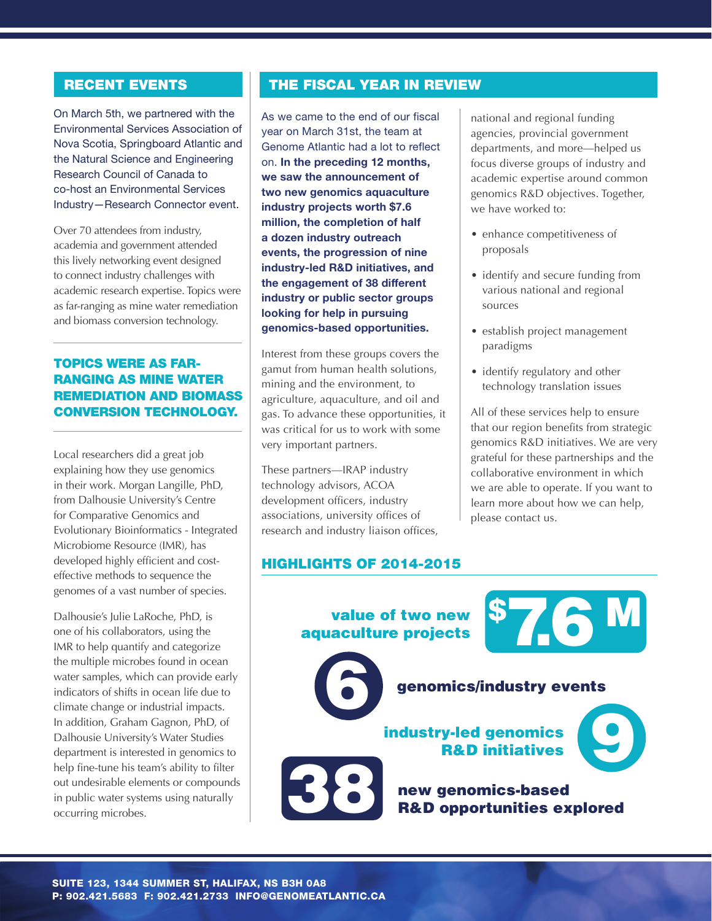## RECENT EVENTS

On March 5th, we partnered with the Environmental Services Association of Nova Scotia, Springboard Atlantic and the Natural Science and Engineering Research Council of Canada to co-host an Environmental Services Industry—Research Connector event.

Over 70 attendees from industry, academia and government attended this lively networking event designed to connect industry challenges with academic research expertise. Topics were as far-ranging as mine water remediation and biomass conversion technology.

**TOPICS WERE AS FAR-RANGING AS MINE WATER REMEDIATION AND BIOMASS CONVERSION TECHNOLOGY.**

Local researchers did a great job explaining how they use genomics in their work. Morgan Langille, PhD, from Dalhousie University's Centre for Comparative Genomics and Evolutionary Bioinformatics - Integrated Microbiome Resource (IMR), has developed highly efficient and cost-effective methods to sequence the genomes of a vast number of species.

Dalhousie's Julie LaRoche, PhD, is one of his collaborators, using the IMR to help quantify and categorize the multiple microbes found in ocean water samples, which can provide early indicators of shifts in ocean life due to climate change or industrial impacts. In addition, Graham Gagnon, PhD, of Dalhousie University's Water Studies department is interested in genomics to help fine-tune his team's ability to filter out undesirable elements or compounds in public water systems using naturally occurring microbes.

## THE FISCAL YEAR IN REVIEW

As we came to the end of our fiscal year on March 31st, the team at Genome Atlantic had a lot to reflect on. **In the preceding 12 months, we saw the announcement of two new genomics aquaculture industry projects worth $7.6 million, the completion of half a dozen industry outreach events, the progression of nine industry-led R&D initiatives, and the engagement of 38 different industry or public sector groups looking for help in pursuing genomics-based opportunities.**

Interest from these groups covers the gamut from human health solutions, mining and the environment, to agriculture, aquaculture, and oil and gas. To advance these opportunities, it was critical for us to work with some very important partners.

These partners—IRAP industry technology advisors, ACOA development officers, industry associations, university offices of research and industry liaison offices, national and regional funding agencies, provincial government departments, and more—helped us focus diverse groups of industry and academic expertise around common genomics R&D objectives. Together, we have worked to:

- enhance competitiveness of proposals
- identify and secure funding from various national and regional sources
- establish project management paradigms
- identify regulatory and other technology translation issues

All of these services help to ensure that our region benefits from strategic genomics R&D initiatives. We are very grateful for these partnerships and the collaborative environment in which we are able to operate. If you want to learn more about how we can help, please contact us.

### HIGHLIGHTS OF 2014-2015

**$7.6 M** value of two new aquaculture projects

**6** genomics/industry events

**9** industry-led genomics R&D initiatives

**38** new genomics-based R&D opportunities explored

SUITE 123, 1344 SUMMER ST, HALIFAX, NS B3H 0A8
P: 902.421.5683 F: 902.421.2733 INFO@GENOMEATLANTIC.CA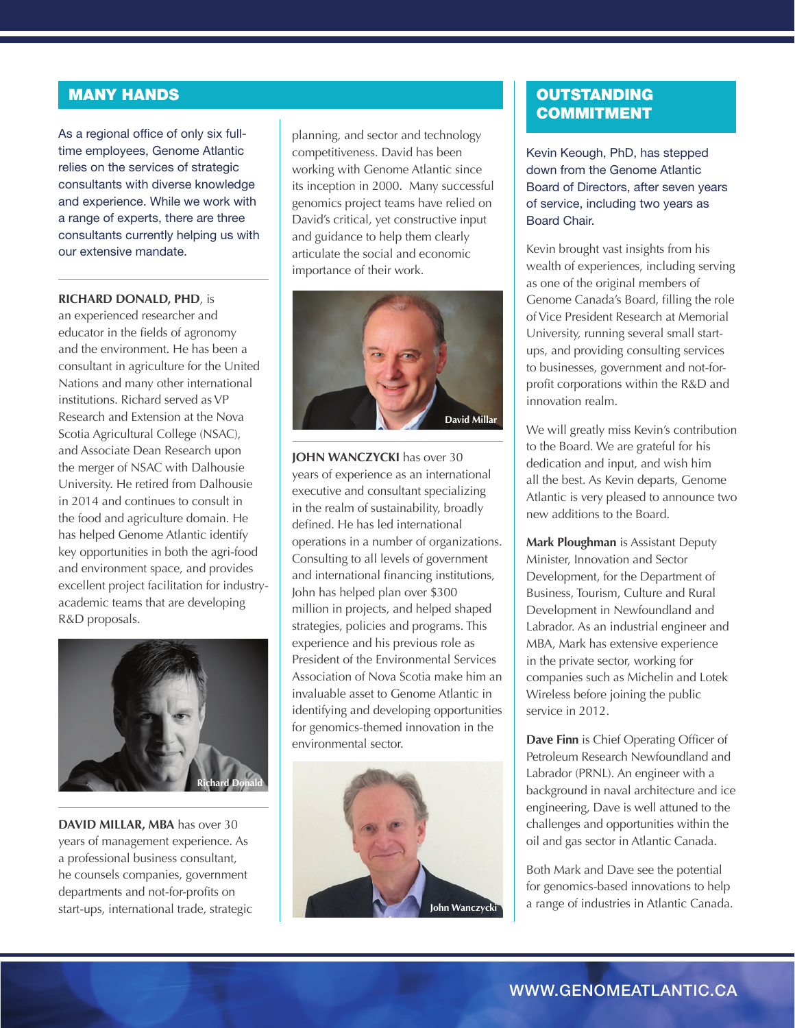## MANY HANDS

As a regional office of only six full-time employees, Genome Atlantic relies on the services of strategic consultants with diverse knowledge and experience. While we work with a range of experts, there are three consultants currently helping us with our extensive mandate.

**RICHARD DONALD, PHD**, is an experienced researcher and educator in the fields of agronomy and the environment. He has been a consultant in agriculture for the United Nations and many other international institutions. Richard served as VP Research and Extension at the Nova Scotia Agricultural College (NSAC), and Associate Dean Research upon the merger of NSAC with Dalhousie University. He retired from Dalhousie in 2014 and continues to consult in the food and agriculture domain. He has helped Genome Atlantic identify key opportunities in both the agri-food and environment space, and provides excellent project facilitation for industry-academic teams that are developing R&D proposals.

Richard Donald

**DAVID MILLAR, MBA** has over 30 years of management experience. As a professional business consultant, he counsels companies, government departments and not-for-profits on start-ups, international trade, strategic planning, and sector and technology competitiveness. David has been working with Genome Atlantic since its inception in 2000. Many successful genomics project teams have relied on David's critical, yet constructive input and guidance to help them clearly articulate the social and economic importance of their work.

David Millar

**JOHN WANCZYCKI** has over 30 years of experience as an international executive and consultant specializing in the realm of sustainability, broadly defined. He has led international operations in a number of organizations. Consulting to all levels of government and international financing institutions, John has helped plan over $300 million in projects, and helped shaped strategies, policies and programs. This experience and his previous role as President of the Environmental Services Association of Nova Scotia make him an invaluable asset to Genome Atlantic in identifying and developing opportunities for genomics-themed innovation in the environmental sector.

John Wanczycki

## OUTSTANDING COMMITMENT

Kevin Keough, PhD, has stepped down from the Genome Atlantic Board of Directors, after seven years of service, including two years as Board Chair.

Kevin brought vast insights from his wealth of experiences, including serving as one of the original members of Genome Canada's Board, filling the role of Vice President Research at Memorial University, running several small start-ups, and providing consulting services to businesses, government and not-for-profit corporations within the R&D and innovation realm.

We will greatly miss Kevin's contribution to the Board. We are grateful for his dedication and input, and wish him all the best. As Kevin departs, Genome Atlantic is very pleased to announce two new additions to the Board.

**Mark Ploughman** is Assistant Deputy Minister, Innovation and Sector Development, for the Department of Business, Tourism, Culture and Rural Development in Newfoundland and Labrador. As an industrial engineer and MBA, Mark has extensive experience in the private sector, working for companies such as Michelin and Lotek Wireless before joining the public service in 2012.

**Dave Finn** is Chief Operating Officer of Petroleum Research Newfoundland and Labrador (PRNL). An engineer with a background in naval architecture and ice engineering, Dave is well attuned to the challenges and opportunities within the oil and gas sector in Atlantic Canada.

Both Mark and Dave see the potential for genomics-based innovations to help a range of industries in Atlantic Canada.

WWW.GENOMEATLANTIC.CA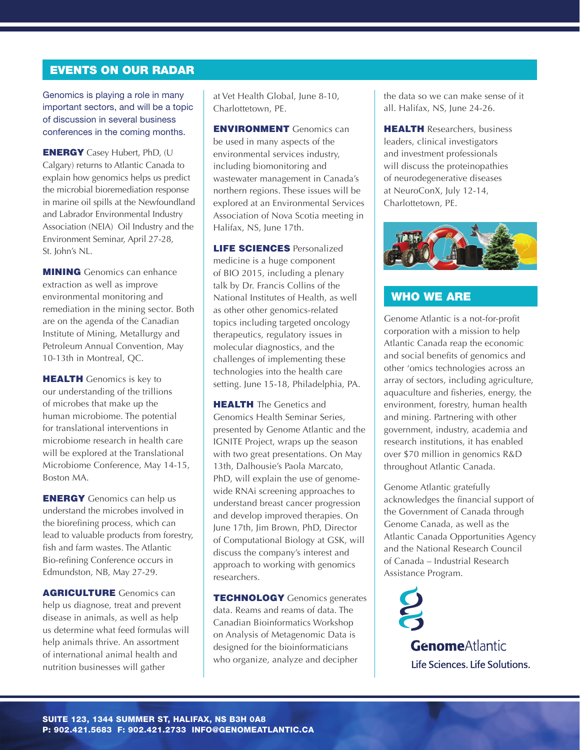## EVENTS ON OUR RADAR

Genomics is playing a role in many important sectors, and will be a topic of discussion in several business conferences in the coming months.

**ENERGY** Casey Hubert, PhD, (U Calgary) returns to Atlantic Canada to explain how genomics helps us predict the microbial bioremediation response in marine oil spills at the Newfoundland and Labrador Environmental Industry Association (NEIA) Oil Industry and the Environment Seminar, April 27-28, St. John's NL.

**MINING** Genomics can enhance extraction as well as improve environmental monitoring and remediation in the mining sector. Both are on the agenda of the Canadian Institute of Mining, Metallurgy and Petroleum Annual Convention, May 10-13th in Montreal, QC.

**HEALTH** Genomics is key to our understanding of the trillions of microbes that make up the human microbiome. The potential for translational interventions in microbiome research in health care will be explored at the Translational Microbiome Conference, May 14-15, Boston MA.

**ENERGY** Genomics can help us understand the microbes involved in the biorefining process, which can lead to valuable products from forestry, fish and farm wastes. The Atlantic Bio-refining Conference occurs in Edmundston, NB, May 27-29.

**AGRICULTURE** Genomics can help us diagnose, treat and prevent disease in animals, as well as help us determine what feed formulas will help animals thrive. An assortment of international animal health and nutrition businesses will gather at Vet Health Global, June 8-10, Charlottetown, PE.

**ENVIRONMENT** Genomics can be used in many aspects of the environmental services industry, including biomonitoring and wastewater management in Canada's northern regions. These issues will be explored at an Environmental Services Association of Nova Scotia meeting in Halifax, NS, June 17th.

**LIFE SCIENCES** Personalized medicine is a huge component of BIO 2015, including a plenary talk by Dr. Francis Collins of the National Institutes of Health, as well as other other genomics-related topics including targeted oncology therapeutics, regulatory issues in molecular diagnostics, and the challenges of implementing these technologies into the health care setting. June 15-18, Philadelphia, PA.

**HEALTH** The Genetics and Genomics Health Seminar Series, presented by Genome Atlantic and the IGNITE Project, wraps up the season with two great presentations. On May 13th, Dalhousie's Paola Marcato, PhD, will explain the use of genome-wide RNAi screening approaches to understand breast cancer progression and develop improved therapies. On June 17th, Jim Brown, PhD, Director of Computational Biology at GSK, will discuss the company's interest and approach to working with genomics researchers.

**TECHNOLOGY** Genomics generates data. Reams and reams of data. The Canadian Bioinformatics Workshop on Analysis of Metagenomic Data is designed for the bioinformaticians who organize, analyze and decipher the data so we can make sense of it all. Halifax, NS, June 24-26.

**HEALTH** Researchers, business leaders, clinical investigators and investment professionals will discuss the proteinopathies of neurodegenerative diseases at NeuroConX, July 12-14, Charlottetown, PE.

## WHO WE ARE

Genome Atlantic is a not-for-profit corporation with a mission to help Atlantic Canada reap the economic and social benefits of genomics and other 'omics technologies across an array of sectors, including agriculture, aquaculture and fisheries, energy, the environment, forestry, human health and mining. Partnering with other government, industry, academia and research institutions, it has enabled over $70 million in genomics R&D throughout Atlantic Canada.

Genome Atlantic gratefully acknowledges the financial support of the Government of Canada through Genome Canada, as well as the Atlantic Canada Opportunities Agency and the National Research Council of Canada – Industrial Research Assistance Program.

GenomeAtlantic
Life Sciences. Life Solutions.

SUITE 123, 1344 SUMMER ST, HALIFAX, NS B3H 0A8
P: 902.421.5683 F: 902.421.2733 INFO@GENOMEATLANTIC.CA